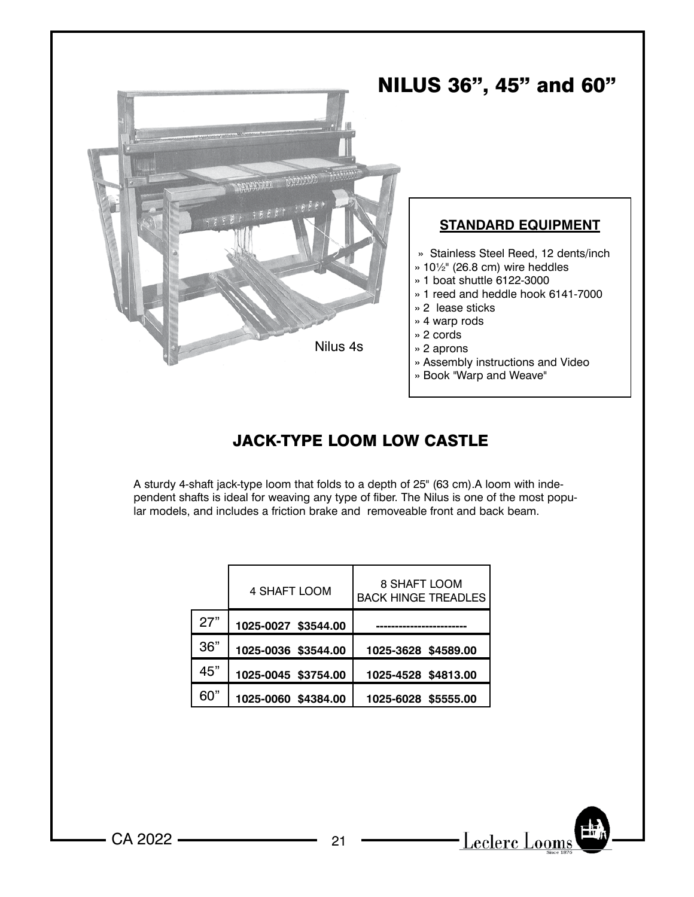# NILUS 36", 45" and 60"

Nilus 4s

### STANDARD EQUIPMENT

- » Stainless Steel Reed, 12 dents/inch
- » 10½" (26.8 cm) wire heddles
- » 1 boat shuttle 6122-3000
- » 1 reed and heddle hook 6141-7000
- » 2 lease sticks
- » 4 warp rods
- » 2 cords
- » 2 aprons
- » Assembly instructions and Video
- » Book "Warp and Weave"

## JACK-TYPE LOOM LOW CASTLE

A sturdy 4-shaft jack-type loom that folds to a depth of 25" (63 cm).A loom with independent shafts is ideal for weaving any type of fiber. The Nilus is one of the most popular models, and includes a friction brake and removeable front and back beam.

| | 4 SHAFT LOOM | 8 SHAFT LOOM BACK HINGE TREADLES |
|---|---|---|
| 27" | **1025-0027 $3544.00** | ----------------------- |
| 36" | **1025-0036 $3544.00** | **1025-3628 $4589.00** |
| 45" | **1025-0045 $3754.00** | **1025-4528 $4813.00** |
| 60" | **1025-0060 $4384.00** | **1025-6028 $5555.00** |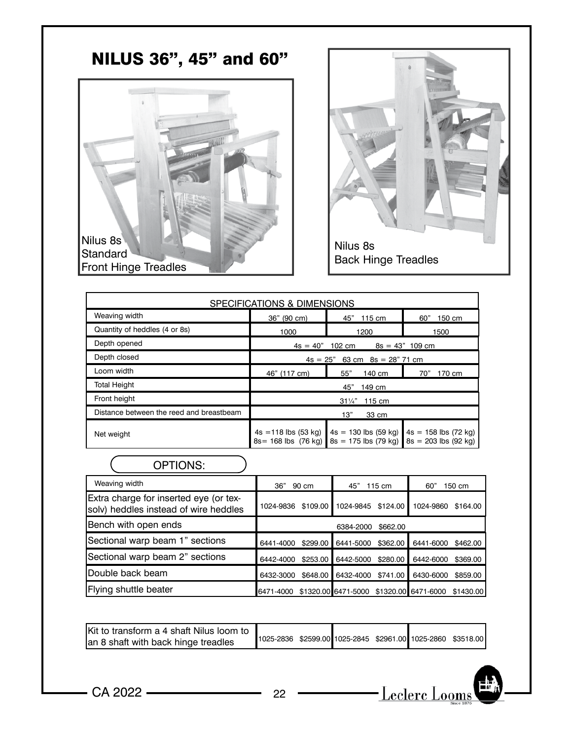# NILUS 36", 45" and 60"

Nilus 8s
Standard
Front Hinge Treadles

Nilus 8s
Back Hinge Treadles

| SPECIFICATIONS & DIMENSIONS | | | |
|---|---|---|---|
| Weaving width | 36" (90 cm) | 45" 115 cm | 60" 150 cm |
| Quantity of heddles (4 or 8s) | 1000 | 1200 | 1500 |
| Depth opened | 4s = 40" 102 cm 8s = 43" 109 cm | | |
| Depth closed | 4s = 25" 63 cm 8s = 28" 71 cm | | |
| Loom width | 46" (117 cm) | 55" 140 cm | 70" 170 cm |
| Total Height | 45" 149 cm | | |
| Front height | 31¼" 115 cm | | |
| Distance between the reed and breastbeam | 13" 33 cm | | |
| Net weight | 4s =118 lbs (53 kg) 8s= 168 lbs (76 kg) | 4s = 130 lbs (59 kg) 8s = 175 lbs (79 kg) | 4s = 158 lbs (72 kg) 8s = 203 lbs (92 kg) |

## OPTIONS:

| Weaving width | 36" 90 cm | | 45" 115 cm | | 60" 150 cm | |
|---|---|---|---|---|---|---|
| Extra charge for inserted eye (or tex-solv) heddles instead of wire heddles | 1024-9836 | $109.00 | 1024-9845 | $124.00 | 1024-9860 | $164.00 |
| Bench with open ends | | | 6384-2000 | $662.00 | | |
| Sectional warp beam 1" sections | 6441-4000 | $299.00 | 6441-5000 | $362.00 | 6441-6000 | $462.00 |
| Sectional warp beam 2" sections | 6442-4000 | $253.00 | 6442-5000 | $280.00 | 6442-6000 | $369.00 |
| Double back beam | 6432-3000 | $648.00 | 6432-4000 | $741.00 | 6430-6000 | $859.00 |
| Flying shuttle beater | 6471-4000 | $1320.00 | 6471-5000 | $1320.00 | 6471-6000 | $1430.00 |

| | | | | | | |
|---|---|---|---|---|---|---|
| Kit to transform a 4 shaft Nilus loom to an 8 shaft with back hinge treadles | 1025-2836 | $2599.00 | 1025-2845 | $2961.00 | 1025-2860 | $3518.00 |